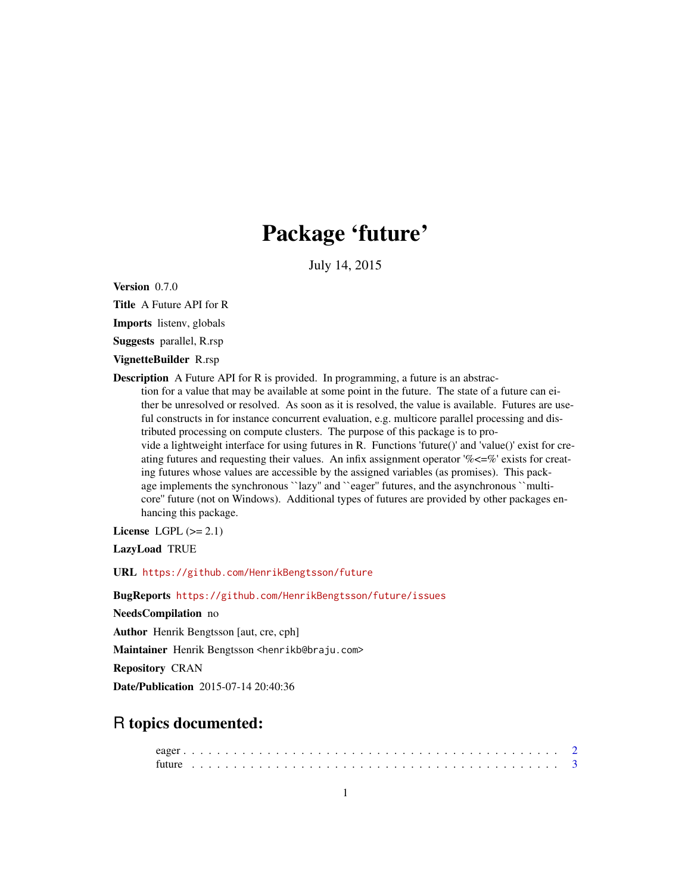# Package 'future'

July 14, 2015

**Version** 0.7.0

**Title** A Future API for R

**Imports** listenv, globals

**Suggests** parallel, R.rsp

**VignetteBuilder** R.rsp

**Description** A Future API for R is provided. In programming, a future is an abstraction for a value that may be available at some point in the future. The state of a future can either be unresolved or resolved. As soon as it is resolved, the value is available. Futures are useful constructs in for instance concurrent evaluation, e.g. multicore parallel processing and distributed processing on compute clusters. The purpose of this package is to provide a lightweight interface for using futures in R. Functions 'future()' and 'value()' exist for creating futures and requesting their values. An infix assignment operator '%<=%' exists for creating futures whose values are accessible by the assigned variables (as promises). This package implements the synchronous ``lazy'' and ``eager'' futures, and the asynchronous ``multicore'' future (not on Windows). Additional types of futures are provided by other packages enhancing this package.

**License** LGPL (>= 2.1)

**LazyLoad** TRUE

**URL** https://github.com/HenrikBengtsson/future

**BugReports** https://github.com/HenrikBengtsson/future/issues

**NeedsCompilation** no

**Author** Henrik Bengtsson [aut, cre, cph]

**Maintainer** Henrik Bengtsson <henrikb@braju.com>

**Repository** CRAN

**Date/Publication** 2015-07-14 20:40:36

## R topics documented:

eager . . . . . . . . . . . . . . . . . . . . . . . . . . . . . . . . . . . . . . . . . . 2
future . . . . . . . . . . . . . . . . . . . . . . . . . . . . . . . . . . . . . . . . . . 3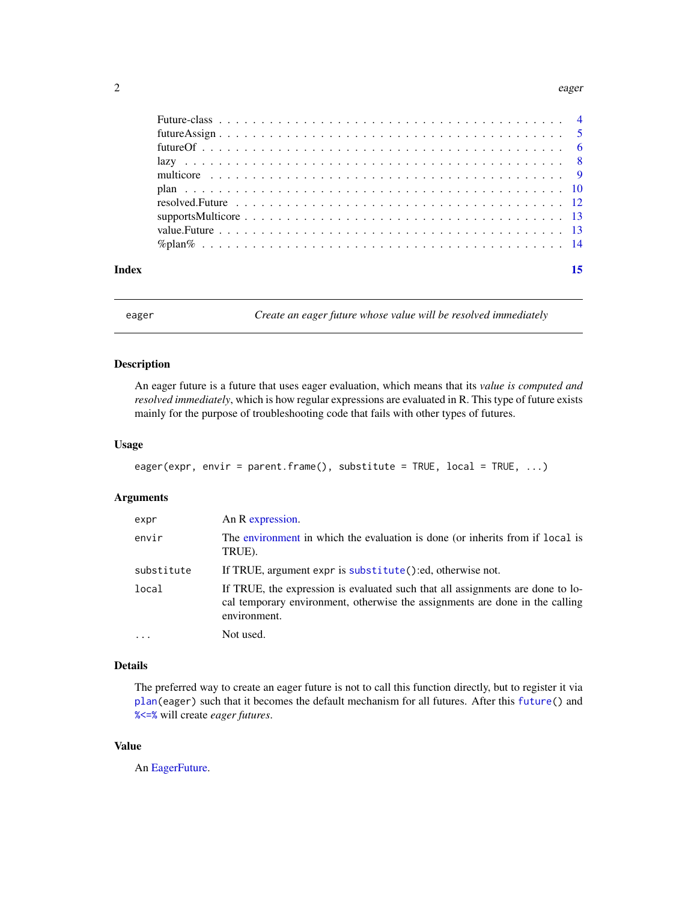| | |
|---|---|
| Future-class | 4 |
| futureAssign | 5 |
| futureOf | 6 |
| lazy | 8 |
| multicore | 9 |
| plan | 10 |
| resolved.Future | 12 |
| supportsMulticore | 13 |
| value.Future | 13 |
| %plan% | 14 |

**Index** **15**

---

`eager` *Create an eager future whose value will be resolved immediately*

---

## Description

An eager future is a future that uses eager evaluation, which means that its *value is computed and resolved immediately*, which is how regular expressions are evaluated in R. This type of future exists mainly for the purpose of troubleshooting code that fails with other types of futures.

## Usage

```
eager(expr, envir = parent.frame(), substitute = TRUE, local = TRUE, ...)
```

## Arguments

| | |
|---|---|
| `expr` | An R expression. |
| `envir` | The environment in which the evaluation is done (or inherits from if `local` is TRUE). |
| `substitute` | If TRUE, argument `expr` is `substitute()`:ed, otherwise not. |
| `local` | If TRUE, the expression is evaluated such that all assignments are done to local temporary environment, otherwise the assignments are done in the calling environment. |
| `...` | Not used. |

## Details

The preferred way to create an eager future is not to call this function directly, but to register it via `plan(eager)` such that it becomes the default mechanism for all futures. After this `future()` and `%<=%` will create *eager futures*.

## Value

An EagerFuture.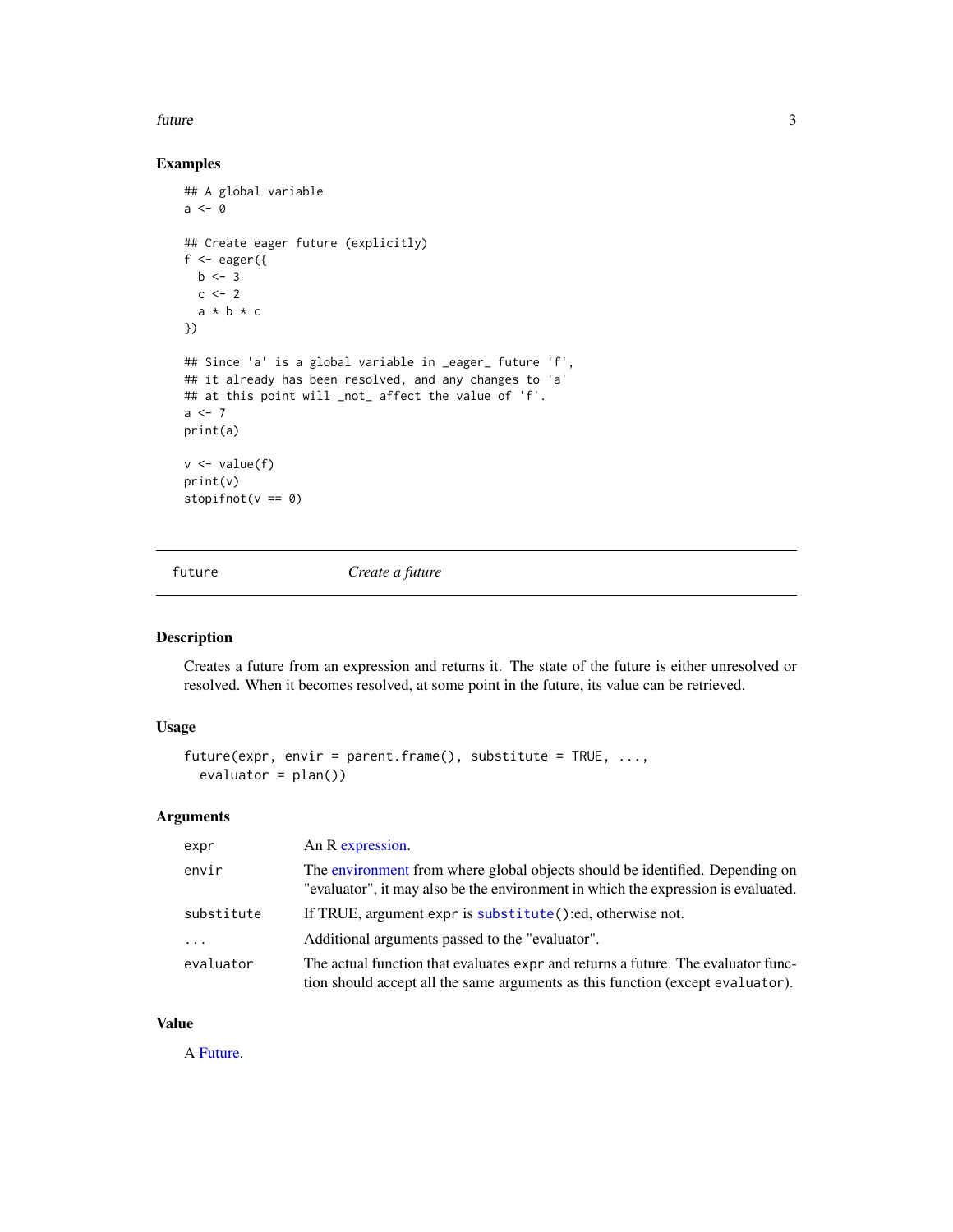### Examples

```
## A global variable
a <- 0

## Create eager future (explicitly)
f <- eager({
  b <- 3
  c <- 2
  a * b * c
})

## Since 'a' is a global variable in _eager_ future 'f',
## it already has been resolved, and any changes to 'a'
## at this point will _not_ affect the value of 'f'.
a <- 7
print(a)

v <- value(f)
print(v)
stopifnot(v == 0)
```

---

## future — *Create a future*

### Description

Creates a future from an expression and returns it. The state of the future is either unresolved or resolved. When it becomes resolved, at some point in the future, its value can be retrieved.

### Usage

```
future(expr, envir = parent.frame(), substitute = TRUE, ...,
  evaluator = plan())
```

### Arguments

| | |
|---|---|
| `expr` | An R expression. |
| `envir` | The environment from where global objects should be identified. Depending on "evaluator", it may also be the environment in which the expression is evaluated. |
| `substitute` | If TRUE, argument `expr` is `substitute()`:ed, otherwise not. |
| `...` | Additional arguments passed to the "evaluator". |
| `evaluator` | The actual function that evaluates `expr` and returns a future. The evaluator function should accept all the same arguments as this function (except `evaluator`). |

### Value

A Future.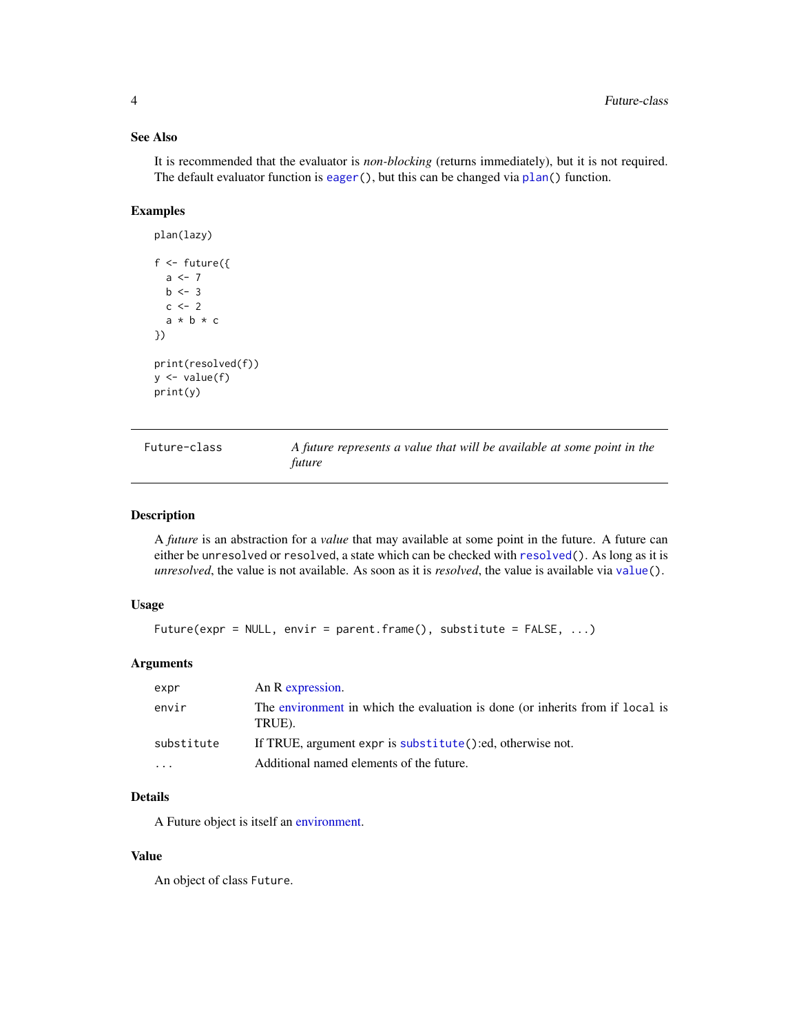### See Also

It is recommended that the evaluator is *non-blocking* (returns immediately), but it is not required. The default evaluator function is `eager()`, but this can be changed via `plan()` function.

### Examples

```
plan(lazy)

f <- future({
  a <- 7
  b <- 3
  c <- 2
  a * b * c
})

print(resolved(f))
y <- value(f)
print(y)
```

---

## Future-class — *A future represents a value that will be available at some point in the future*

---

### Description

A *future* is an abstraction for a *value* that may available at some point in the future. A future can either be `unresolved` or `resolved`, a state which can be checked with `resolved()`. As long as it is *unresolved*, the value is not available. As soon as it is *resolved*, the value is available via `value()`.

### Usage

```
Future(expr = NULL, envir = parent.frame(), substitute = FALSE, ...)
```

### Arguments

| | |
|---|---|
| `expr` | An R expression. |
| `envir` | The environment in which the evaluation is done (or inherits from if `local` is TRUE). |
| `substitute` | If TRUE, argument `expr` is `substitute()`:ed, otherwise not. |
| `...` | Additional named elements of the future. |

### Details

A Future object is itself an environment.

### Value

An object of class `Future`.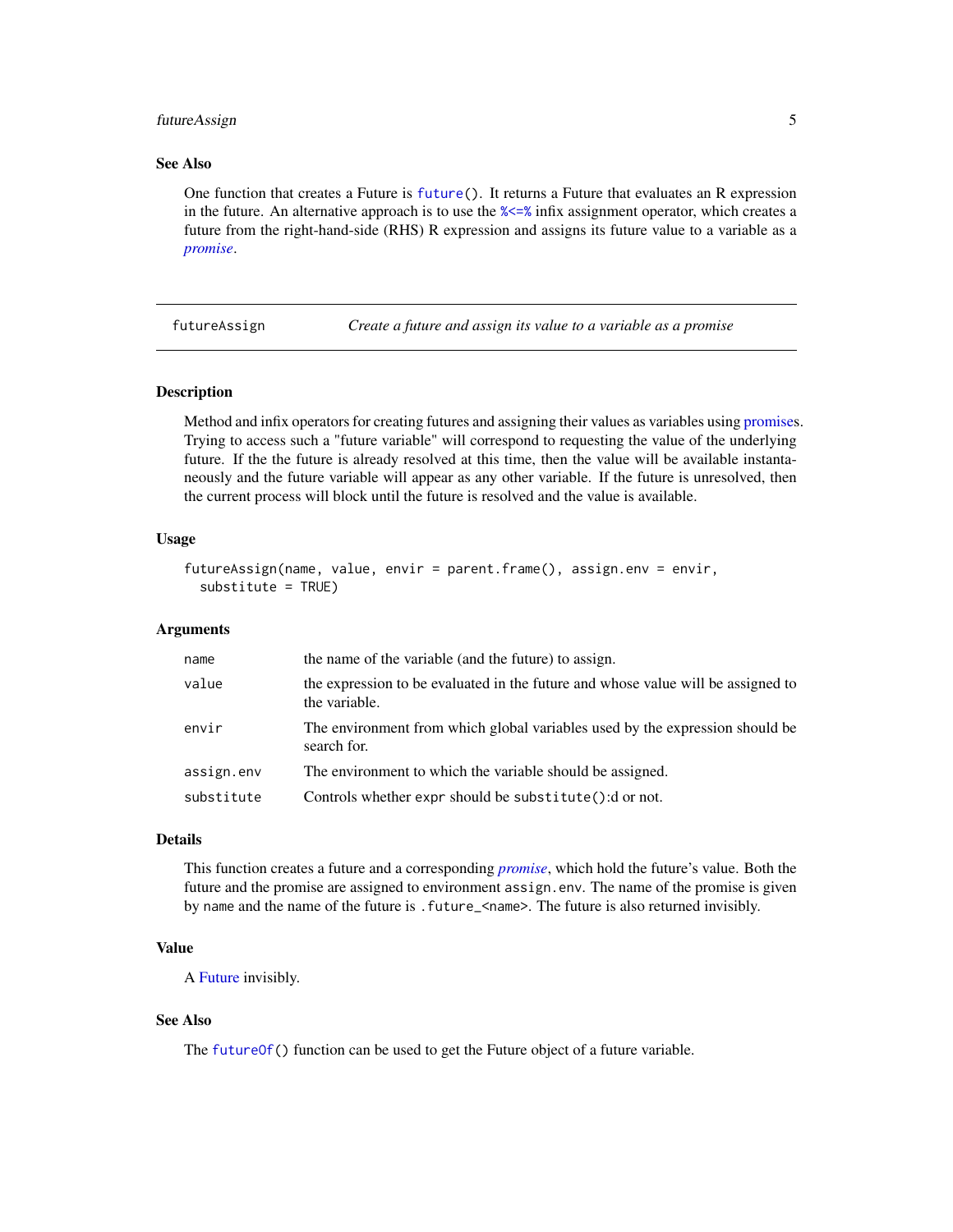### See Also

One function that creates a Future is `future()`. It returns a Future that evaluates an R expression in the future. An alternative approach is to use the `%<=%` infix assignment operator, which creates a future from the right-hand-side (RHS) R expression and assigns its future value to a variable as a *promise*.

---

## futureAssign — *Create a future and assign its value to a variable as a promise*

---

### Description

Method and infix operators for creating futures and assigning their values as variables using promises. Trying to access such a "future variable" will correspond to requesting the value of the underlying future. If the the future is already resolved at this time, then the value will be available instantaneously and the future variable will appear as any other variable. If the future is unresolved, then the current process will block until the future is resolved and the value is available.

### Usage

```
futureAssign(name, value, envir = parent.frame(), assign.env = envir,
  substitute = TRUE)
```

### Arguments

| | |
|---|---|
| `name` | the name of the variable (and the future) to assign. |
| `value` | the expression to be evaluated in the future and whose value will be assigned to the variable. |
| `envir` | The environment from which global variables used by the expression should be search for. |
| `assign.env` | The environment to which the variable should be assigned. |
| `substitute` | Controls whether `expr` should be `substitute()`:d or not. |

### Details

This function creates a future and a corresponding *promise*, which hold the future's value. Both the future and the promise are assigned to environment `assign.env`. The name of the promise is given by `name` and the name of the future is `.future_<name>`. The future is also returned invisibly.

### Value

A Future invisibly.

### See Also

The `futureOf()` function can be used to get the Future object of a future variable.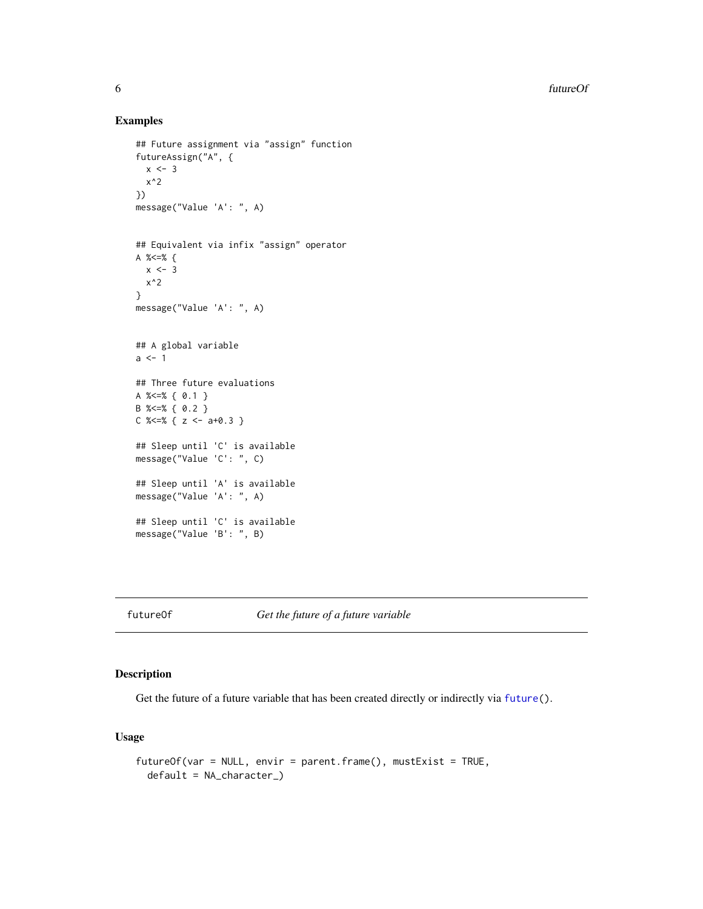## Examples

```
## Future assignment via "assign" function
futureAssign("A", {
  x <- 3
  x^2
})
message("Value 'A': ", A)


## Equivalent via infix "assign" operator
A %<=% {
  x <- 3
  x^2
}
message("Value 'A': ", A)


## A global variable
a <- 1

## Three future evaluations
A %<=% { 0.1 }
B %<=% { 0.2 }
C %<=% { z <- a+0.3 }

## Sleep until 'C' is available
message("Value 'C': ", C)

## Sleep until 'A' is available
message("Value 'A': ", A)

## Sleep until 'C' is available
message("Value 'B': ", B)
```

---

# futureOf — *Get the future of a future variable*

## Description

Get the future of a future variable that has been created directly or indirectly via `future()`.

## Usage

```
futureOf(var = NULL, envir = parent.frame(), mustExist = TRUE,
  default = NA_character_)
```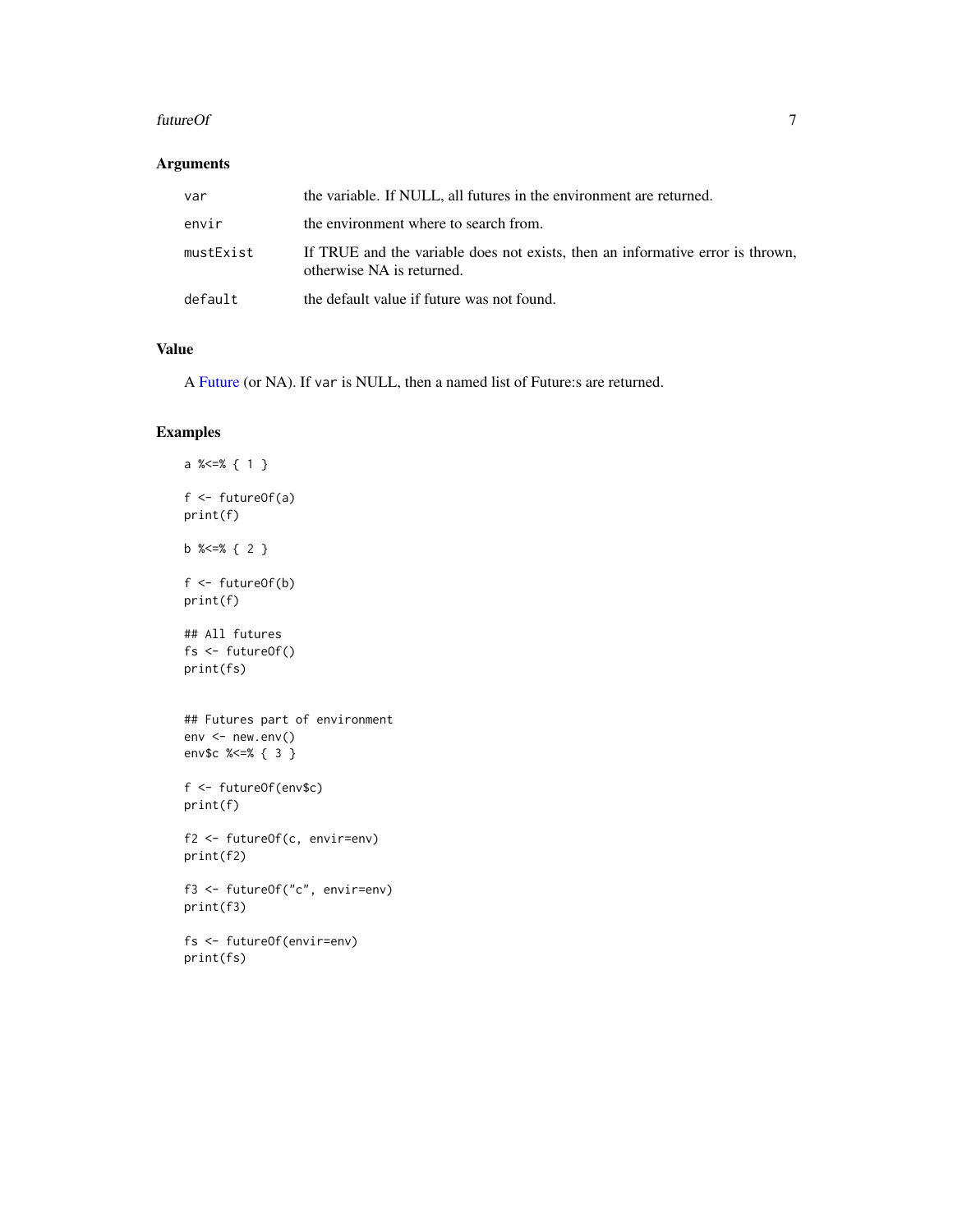## Arguments

| | |
|---|---|
| `var` | the variable. If NULL, all futures in the environment are returned. |
| `envir` | the environment where to search from. |
| `mustExist` | If TRUE and the variable does not exists, then an informative error is thrown, otherwise NA is returned. |
| `default` | the default value if future was not found. |

## Value

A Future (or NA). If `var` is NULL, then a named list of Future:s are returned.

## Examples

```
a %<=% { 1 }

f <- futureOf(a)
print(f)

b %<=% { 2 }

f <- futureOf(b)
print(f)

## All futures
fs <- futureOf()
print(fs)


## Futures part of environment
env <- new.env()
env$c %<=% { 3 }

f <- futureOf(env$c)
print(f)

f2 <- futureOf(c, envir=env)
print(f2)

f3 <- futureOf("c", envir=env)
print(f3)

fs <- futureOf(envir=env)
print(fs)
```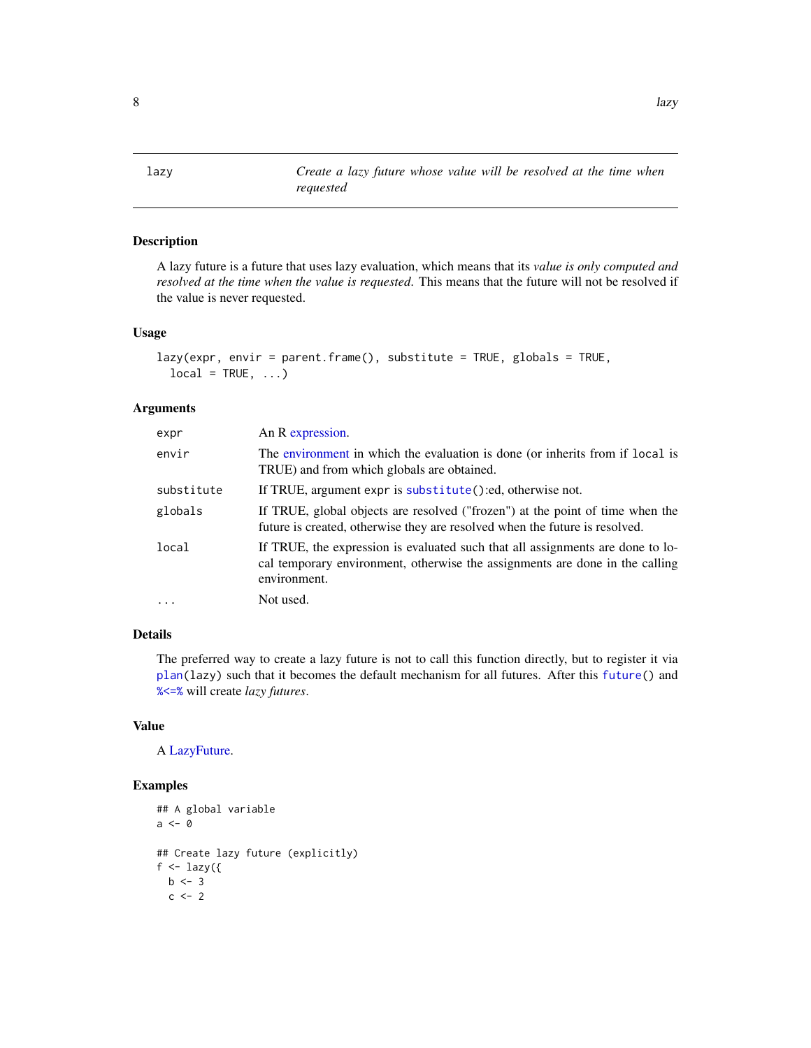lazy — *Create a lazy future whose value will be resolved at the time when requested*

## Description

A lazy future is a future that uses lazy evaluation, which means that its *value is only computed and resolved at the time when the value is requested*. This means that the future will not be resolved if the value is never requested.

## Usage

```
lazy(expr, envir = parent.frame(), substitute = TRUE, globals = TRUE,
  local = TRUE, ...)
```

## Arguments

| | |
|---|---|
| `expr` | An R expression. |
| `envir` | The environment in which the evaluation is done (or inherits from if `local` is TRUE) and from which globals are obtained. |
| `substitute` | If TRUE, argument `expr` is `substitute()`:ed, otherwise not. |
| `globals` | If TRUE, global objects are resolved ("frozen") at the point of time when the future is created, otherwise they are resolved when the future is resolved. |
| `local` | If TRUE, the expression is evaluated such that all assignments are done to local temporary environment, otherwise the assignments are done in the calling environment. |
| `...` | Not used. |

## Details

The preferred way to create a lazy future is not to call this function directly, but to register it via `plan(lazy)` such that it becomes the default mechanism for all futures. After this `future()` and `%<=%` will create *lazy futures*.

## Value

A LazyFuture.

## Examples

```
## A global variable
a <- 0

## Create lazy future (explicitly)
f <- lazy({
  b <- 3
  c <- 2
```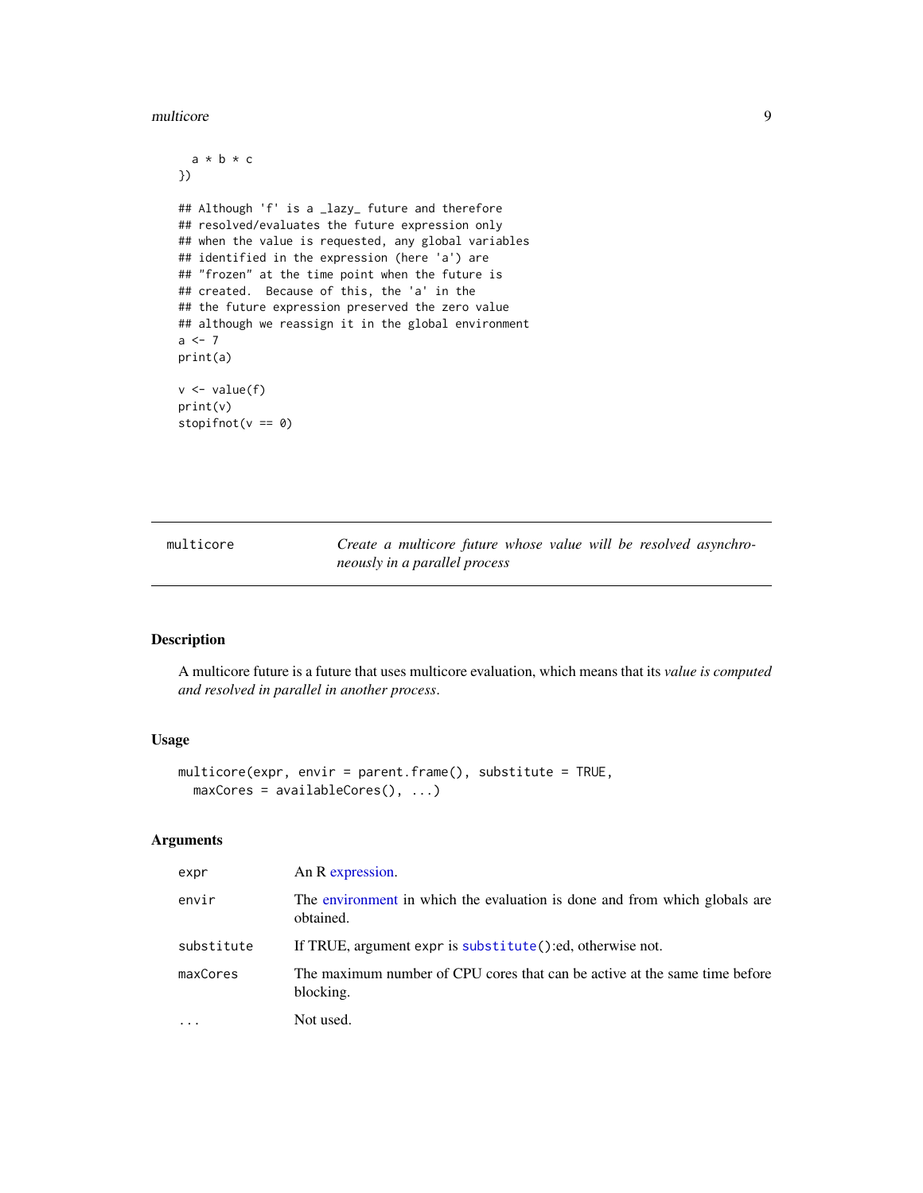```r
  a * b * c
})

## Although 'f' is a _lazy_ future and therefore
## resolved/evaluates the future expression only
## when the value is requested, any global variables
## identified in the expression (here 'a') are
## "frozen" at the time point when the future is
## created.  Because of this, the 'a' in the
## the future expression preserved the zero value
## although we reassign it in the global environment
a <- 7
print(a)

v <- value(f)
print(v)
stopifnot(v == 0)
```

---

`multicore` — *Create a multicore future whose value will be resolved asynchroneously in a parallel process*

---

## Description

A multicore future is a future that uses multicore evaluation, which means that its *value is computed and resolved in parallel in another process*.

## Usage

```r
multicore(expr, envir = parent.frame(), substitute = TRUE,
  maxCores = availableCores(), ...)
```

## Arguments

| | |
|---|---|
| `expr` | An R expression. |
| `envir` | The environment in which the evaluation is done and from which globals are obtained. |
| `substitute` | If TRUE, argument `expr` is `substitute()`:ed, otherwise not. |
| `maxCores` | The maximum number of CPU cores that can be active at the same time before blocking. |
| `...` | Not used. |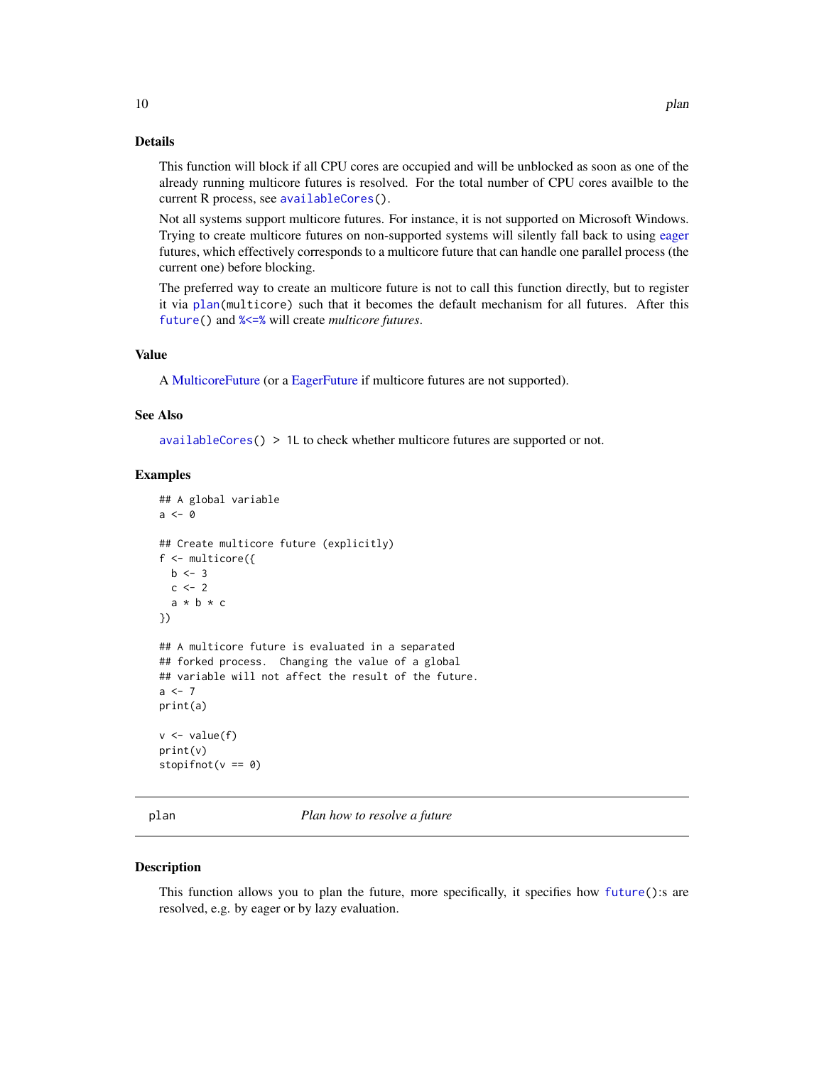### Details

This function will block if all CPU cores are occupied and will be unblocked as soon as one of the already running multicore futures is resolved. For the total number of CPU cores availble to the current R process, see `availableCores()`.

Not all systems support multicore futures. For instance, it is not supported on Microsoft Windows. Trying to create multicore futures on non-supported systems will silently fall back to using eager futures, which effectively corresponds to a multicore future that can handle one parallel process (the current one) before blocking.

The preferred way to create an multicore future is not to call this function directly, but to register it via `plan(multicore)` such that it becomes the default mechanism for all futures. After this `future()` and `%<=%` will create *multicore futures*.

### Value

A MulticoreFuture (or a EagerFuture if multicore futures are not supported).

### See Also

`availableCores() > 1L` to check whether multicore futures are supported or not.

### Examples

```
## A global variable
a <- 0

## Create multicore future (explicitly)
f <- multicore({
  b <- 3
  c <- 2
  a * b * c
})

## A multicore future is evaluated in a separated
## forked process.  Changing the value of a global
## variable will not affect the result of the future.
a <- 7
print(a)

v <- value(f)
print(v)
stopifnot(v == 0)
```

---

## plan *Plan how to resolve a future*

### Description

This function allows you to plan the future, more specifically, it specifies how `future()`:s are resolved, e.g. by eager or by lazy evaluation.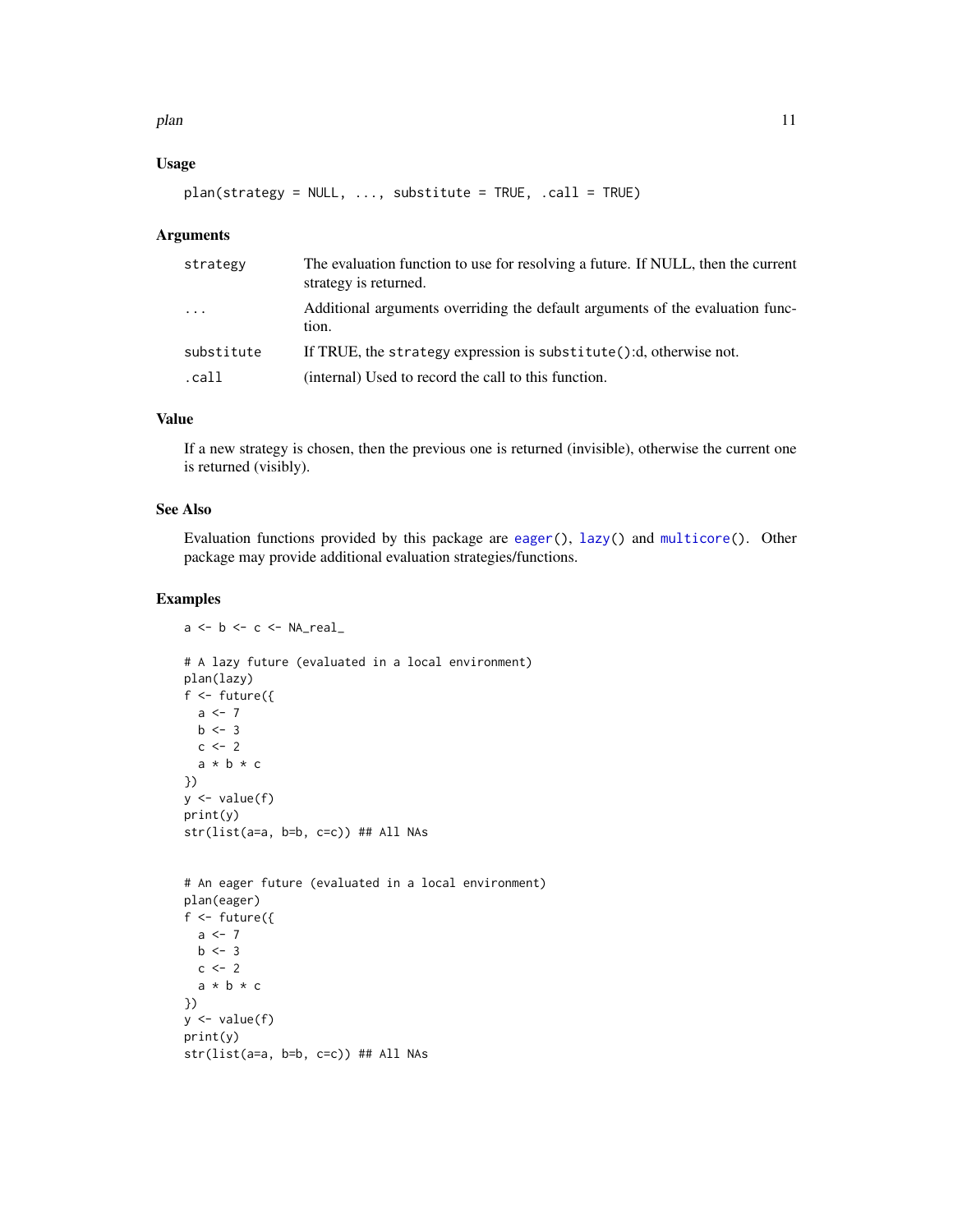## Usage

```
plan(strategy = NULL, ..., substitute = TRUE, .call = TRUE)
```

## Arguments

| Argument | Description |
| --- | --- |
| `strategy` | The evaluation function to use for resolving a future. If NULL, then the current strategy is returned. |
| `...` | Additional arguments overriding the default arguments of the evaluation function. |
| `substitute` | If TRUE, the `strategy` expression is `substitute()`:d, otherwise not. |
| `.call` | (internal) Used to record the call to this function. |

## Value

If a new strategy is chosen, then the previous one is returned (invisible), otherwise the current one is returned (visibly).

## See Also

Evaluation functions provided by this package are `eager()`, `lazy()` and `multicore()`. Other package may provide additional evaluation strategies/functions.

## Examples

```
a <- b <- c <- NA_real_

# A lazy future (evaluated in a local environment)
plan(lazy)
f <- future({
  a <- 7
  b <- 3
  c <- 2
  a * b * c
})
y <- value(f)
print(y)
str(list(a=a, b=b, c=c)) ## All NAs


# An eager future (evaluated in a local environment)
plan(eager)
f <- future({
  a <- 7
  b <- 3
  c <- 2
  a * b * c
})
y <- value(f)
print(y)
str(list(a=a, b=b, c=c)) ## All NAs
```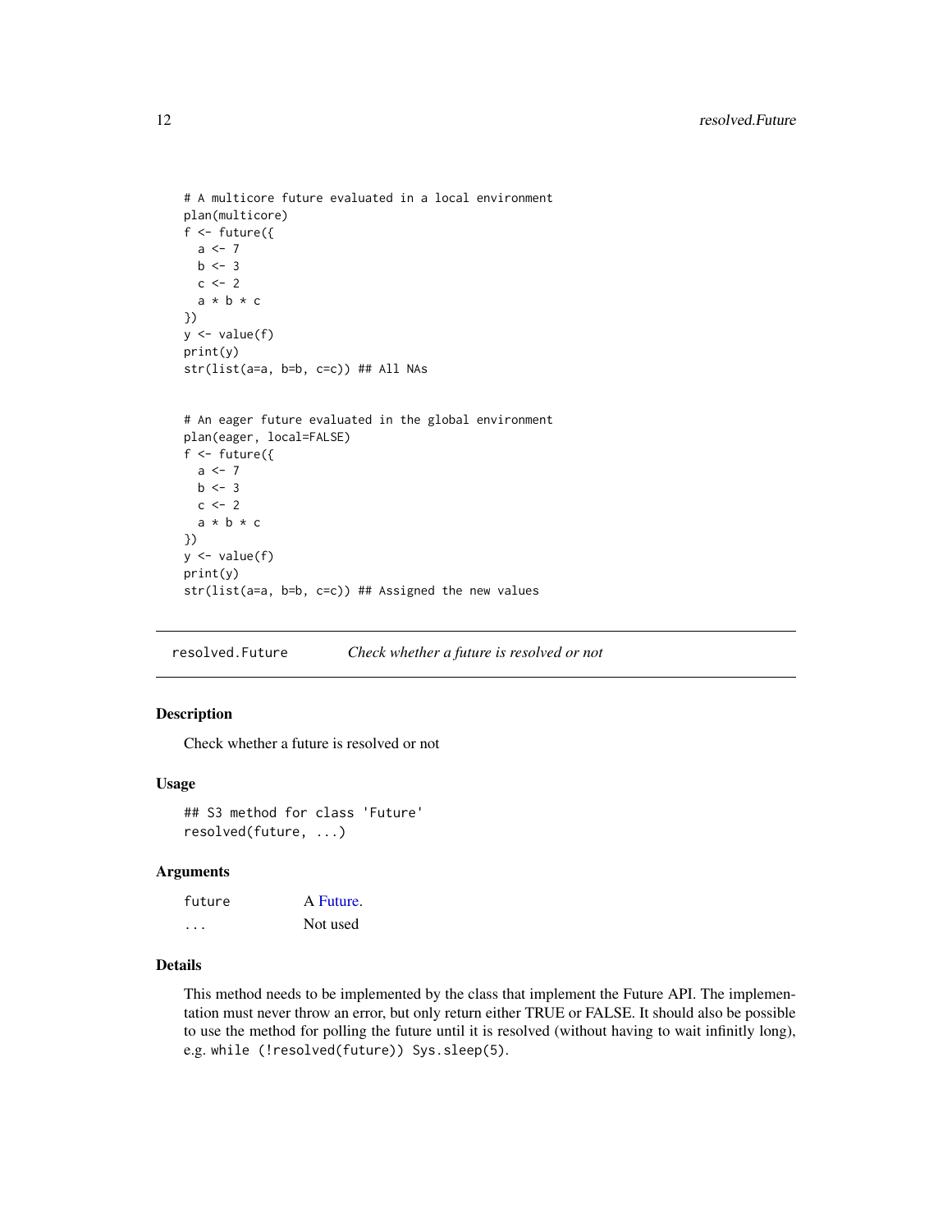```
# A multicore future evaluated in a local environment
plan(multicore)
f <- future({
  a <- 7
  b <- 3
  c <- 2
  a * b * c
})
y <- value(f)
print(y)
str(list(a=a, b=b, c=c)) ## All NAs


# An eager future evaluated in the global environment
plan(eager, local=FALSE)
f <- future({
  a <- 7
  b <- 3
  c <- 2
  a * b * c
})
y <- value(f)
print(y)
str(list(a=a, b=b, c=c)) ## Assigned the new values
```

## resolved.Future — *Check whether a future is resolved or not*

### Description

Check whether a future is resolved or not

### Usage

```
## S3 method for class 'Future'
resolved(future, ...)
```

### Arguments

| | |
|---|---|
| future | A Future. |
| ... | Not used |

### Details

This method needs to be implemented by the class that implement the Future API. The implementation must never throw an error, but only return either TRUE or FALSE. It should also be possible to use the method for polling the future until it is resolved (without having to wait infinitly long), e.g. `while (!resolved(future)) Sys.sleep(5)`.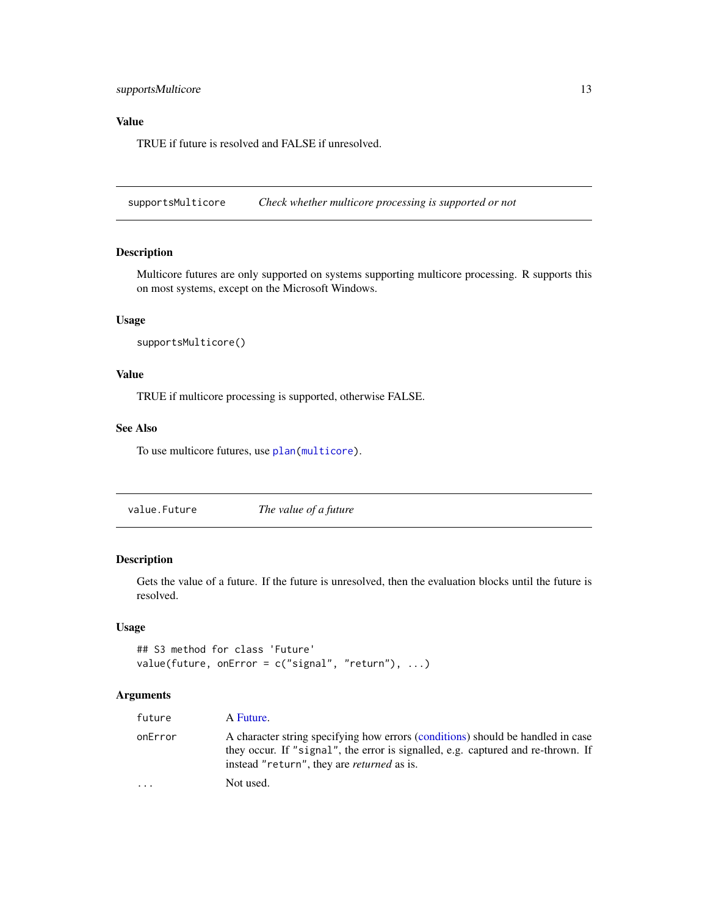### Value

TRUE if future is resolved and FALSE if unresolved.

---

## supportsMulticore — *Check whether multicore processing is supported or not*

### Description

Multicore futures are only supported on systems supporting multicore processing. R supports this on most systems, except on the Microsoft Windows.

### Usage

```
supportsMulticore()
```

### Value

TRUE if multicore processing is supported, otherwise FALSE.

### See Also

To use multicore futures, use `plan(multicore)`.

---

## value.Future — *The value of a future*

### Description

Gets the value of a future. If the future is unresolved, then the evaluation blocks until the future is resolved.

### Usage

```
## S3 method for class 'Future'
value(future, onError = c("signal", "return"), ...)
```

### Arguments

| | |
|---|---|
| `future` | A Future. |
| `onError` | A character string specifying how errors (conditions) should be handled in case they occur. If `"signal"`, the error is signalled, e.g. captured and re-thrown. If instead `"return"`, they are *returned* as is. |
| `...` | Not used. |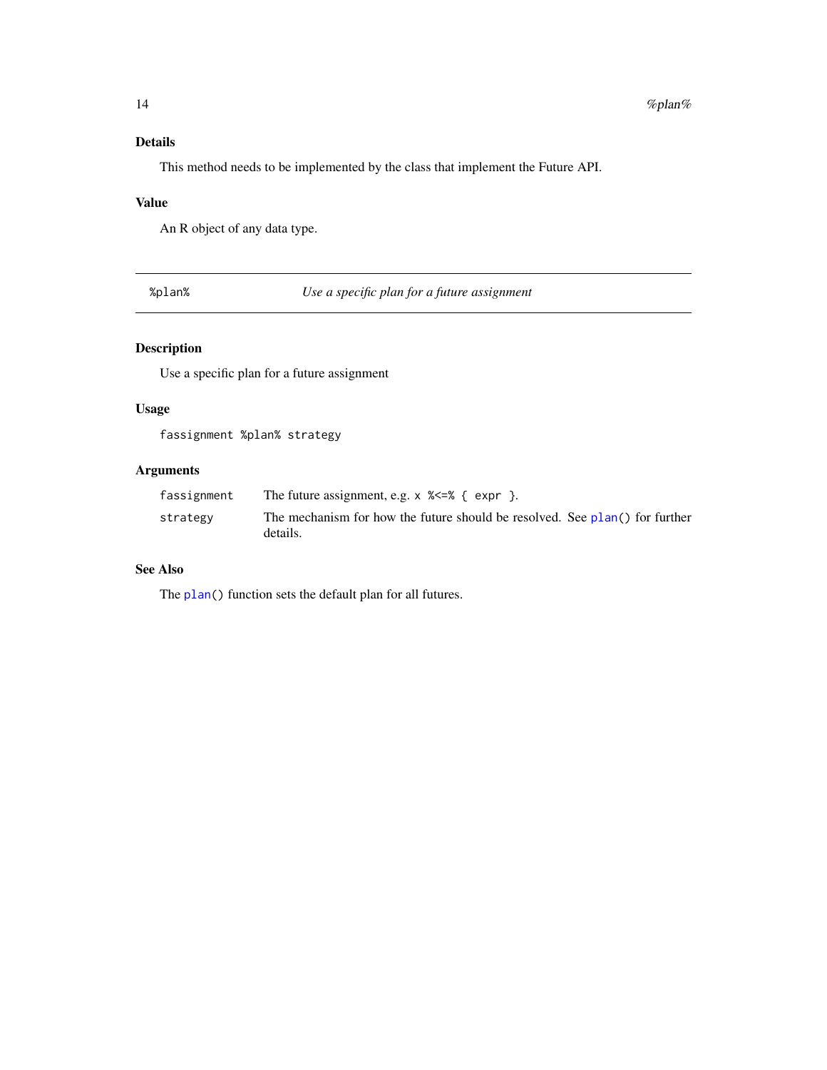### Details

This method needs to be implemented by the class that implement the Future API.

### Value

An R object of any data type.

---

## %plan% — *Use a specific plan for a future assignment*

---

### Description

Use a specific plan for a future assignment

### Usage

```
fassignment %plan% strategy
```

### Arguments

| | |
|---|---|
| `fassignment` | The future assignment, e.g. `x %<=% { expr }`. |
| `strategy` | The mechanism for how the future should be resolved. See `plan()` for further details. |

### See Also

The `plan()` function sets the default plan for all futures.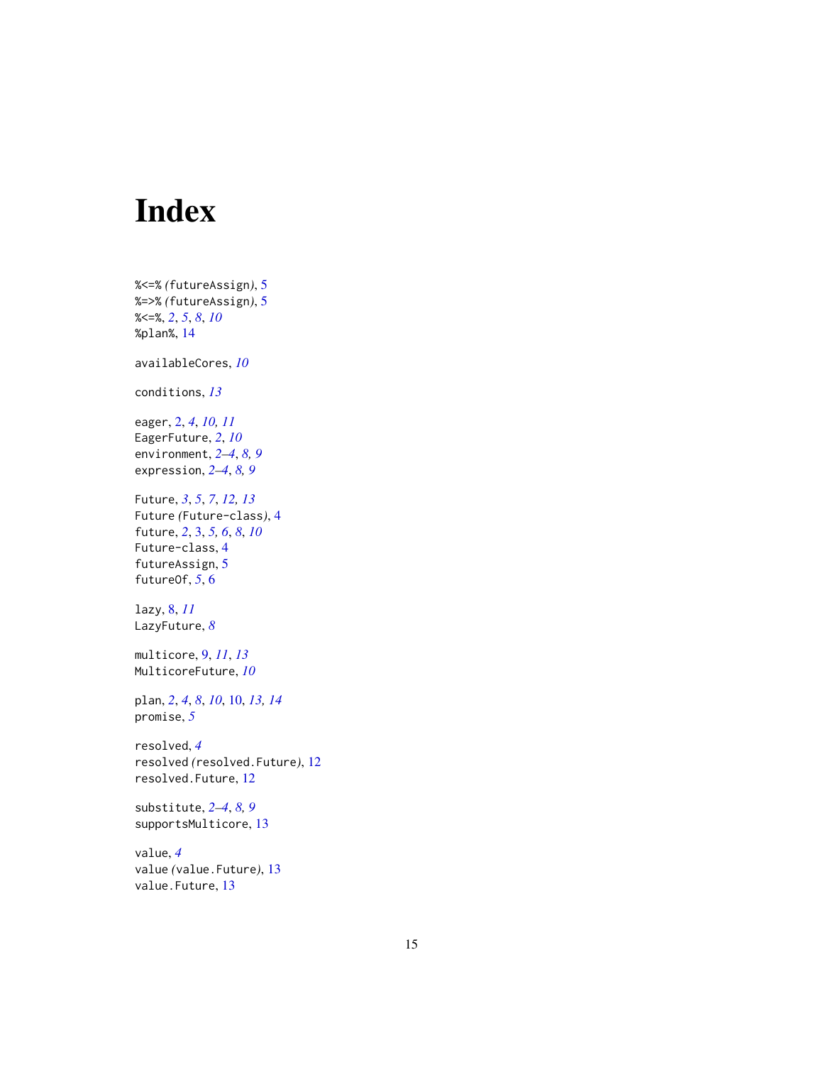# Index

%<=% (futureAssign), 5
%=>% (futureAssign), 5
%<=%, 2, 5, 8, 10
%plan%, 14

availableCores, 10

conditions, 13

eager, 2, 4, 10, 11
EagerFuture, 2, 10
environment, 2–4, 8, 9
expression, 2–4, 8, 9

Future, 3, 5, 7, 12, 13
Future (Future-class), 4
future, 2, 3, 5, 6, 8, 10
Future-class, 4
futureAssign, 5
futureOf, 5, 6

lazy, 8, 11
LazyFuture, 8

multicore, 9, 11, 13
MulticoreFuture, 10

plan, 2, 4, 8, 10, 10, 13, 14
promise, 5

resolved, 4
resolved (resolved.Future), 12
resolved.Future, 12

substitute, 2–4, 8, 9
supportsMulticore, 13

value, 4
value (value.Future), 13
value.Future, 13